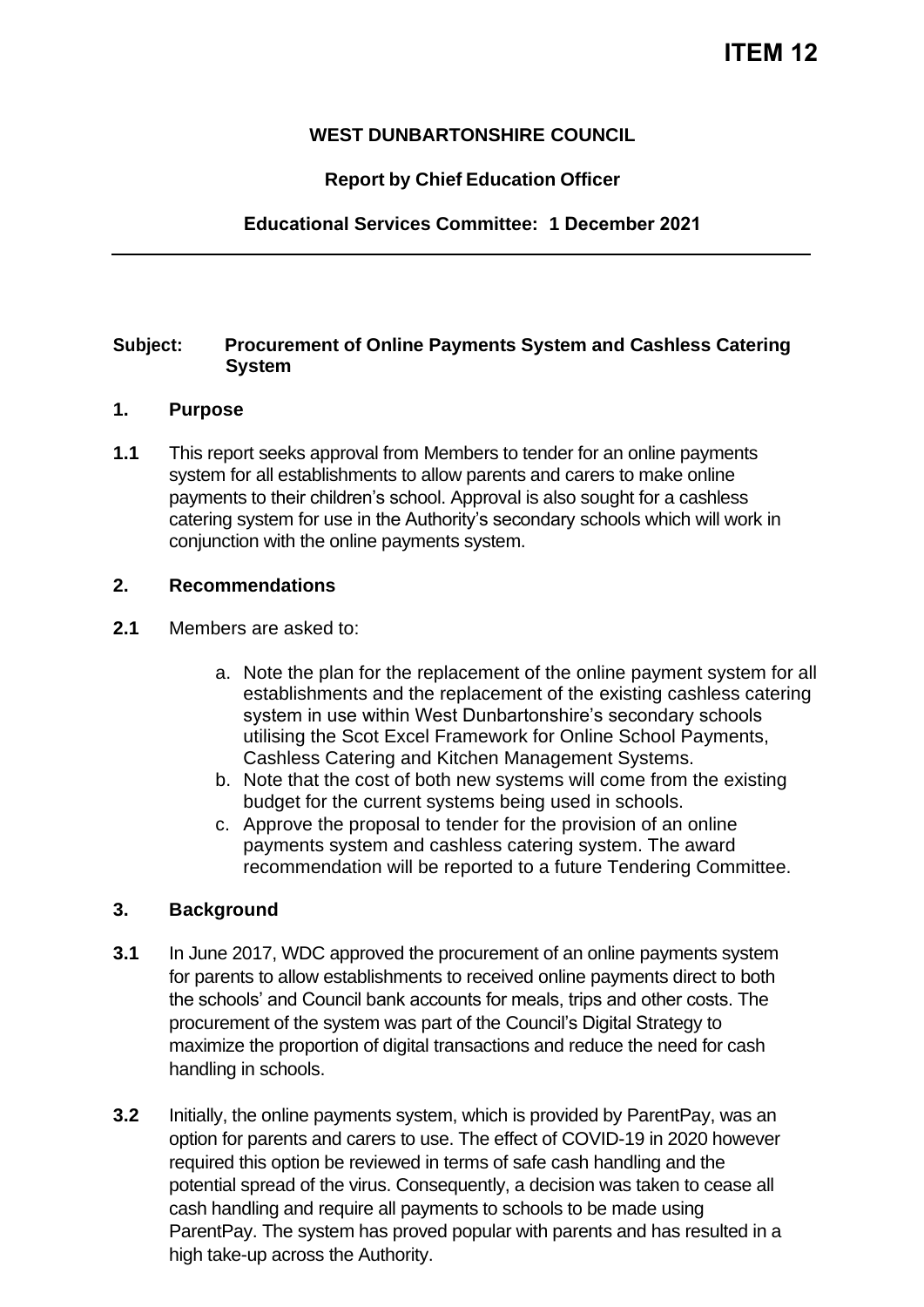# ITEM 12

**WEST DUNBARTONSHIRE COUNCIL**

**Report by Chief Education Officer**

**Educational Services Committee: 1 December 2021**

---

**Subject: Procurement of Online Payments System and Cashless Catering System**

## 1. Purpose

**1.1** This report seeks approval from Members to tender for an online payments system for all establishments to allow parents and carers to make online payments to their children's school. Approval is also sought for a cashless catering system for use in the Authority's secondary schools which will work in conjunction with the online payments system.

## 2. Recommendations

**2.1** Members are asked to:

a. Note the plan for the replacement of the online payment system for all establishments and the replacement of the existing cashless catering system in use within West Dunbartonshire's secondary schools utilising the Scot Excel Framework for Online School Payments, Cashless Catering and Kitchen Management Systems.
b. Note that the cost of both new systems will come from the existing budget for the current systems being used in schools.
c. Approve the proposal to tender for the provision of an online payments system and cashless catering system. The award recommendation will be reported to a future Tendering Committee.

## 3. Background

**3.1** In June 2017, WDC approved the procurement of an online payments system for parents to allow establishments to received online payments direct to both the schools' and Council bank accounts for meals, trips and other costs. The procurement of the system was part of the Council's Digital Strategy to maximize the proportion of digital transactions and reduce the need for cash handling in schools.

**3.2** Initially, the online payments system, which is provided by ParentPay, was an option for parents and carers to use. The effect of COVID-19 in 2020 however required this option be reviewed in terms of safe cash handling and the potential spread of the virus. Consequently, a decision was taken to cease all cash handling and require all payments to schools to be made using ParentPay. The system has proved popular with parents and has resulted in a high take-up across the Authority.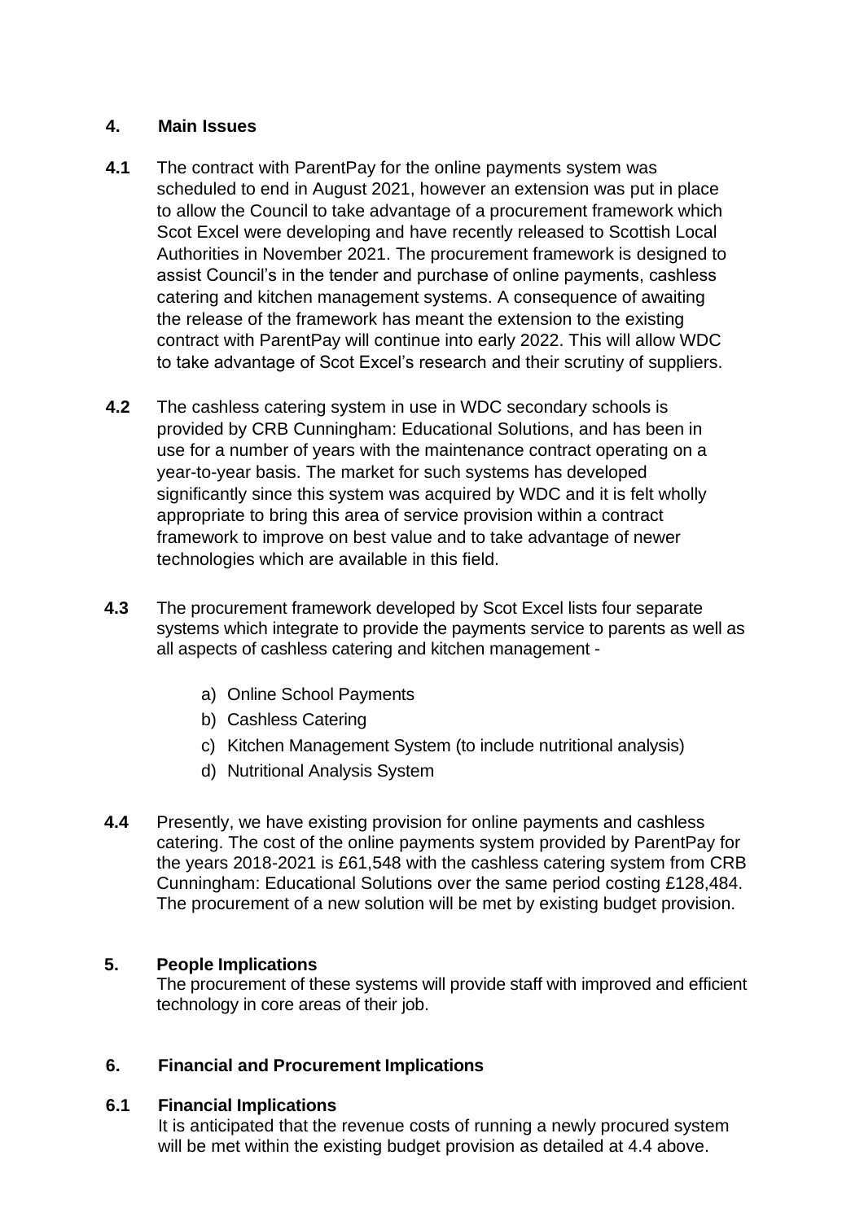## 4. Main Issues

**4.1** The contract with ParentPay for the online payments system was scheduled to end in August 2021, however an extension was put in place to allow the Council to take advantage of a procurement framework which Scot Excel were developing and have recently released to Scottish Local Authorities in November 2021. The procurement framework is designed to assist Council's in the tender and purchase of online payments, cashless catering and kitchen management systems. A consequence of awaiting the release of the framework has meant the extension to the existing contract with ParentPay will continue into early 2022. This will allow WDC to take advantage of Scot Excel's research and their scrutiny of suppliers.

**4.2** The cashless catering system in use in WDC secondary schools is provided by CRB Cunningham: Educational Solutions, and has been in use for a number of years with the maintenance contract operating on a year-to-year basis. The market for such systems has developed significantly since this system was acquired by WDC and it is felt wholly appropriate to bring this area of service provision within a contract framework to improve on best value and to take advantage of newer technologies which are available in this field.

**4.3** The procurement framework developed by Scot Excel lists four separate systems which integrate to provide the payments service to parents as well as all aspects of cashless catering and kitchen management -

a) Online School Payments
b) Cashless Catering
c) Kitchen Management System (to include nutritional analysis)
d) Nutritional Analysis System

**4.4** Presently, we have existing provision for online payments and cashless catering. The cost of the online payments system provided by ParentPay for the years 2018-2021 is £61,548 with the cashless catering system from CRB Cunningham: Educational Solutions over the same period costing £128,484. The procurement of a new solution will be met by existing budget provision.

## 5. People Implications

The procurement of these systems will provide staff with improved and efficient technology in core areas of their job.

## 6. Financial and Procurement Implications

### 6.1 Financial Implications

It is anticipated that the revenue costs of running a newly procured system will be met within the existing budget provision as detailed at 4.4 above.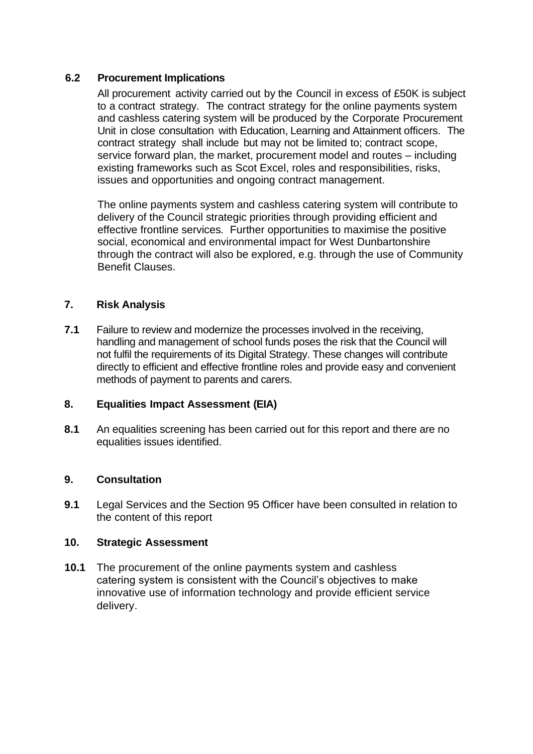**6.2 Procurement Implications**

All procurement activity carried out by the Council in excess of £50K is subject to a contract strategy. The contract strategy for the online payments system and cashless catering system will be produced by the Corporate Procurement Unit in close consultation with Education, Learning and Attainment officers. The contract strategy shall include but may not be limited to; contract scope, service forward plan, the market, procurement model and routes – including existing frameworks such as Scot Excel, roles and responsibilities, risks, issues and opportunities and ongoing contract management.

The online payments system and cashless catering system will contribute to delivery of the Council strategic priorities through providing efficient and effective frontline services. Further opportunities to maximise the positive social, economical and environmental impact for West Dunbartonshire through the contract will also be explored, e.g. through the use of Community Benefit Clauses.

## 7. Risk Analysis

**7.1** Failure to review and modernize the processes involved in the receiving, handling and management of school funds poses the risk that the Council will not fulfil the requirements of its Digital Strategy. These changes will contribute directly to efficient and effective frontline roles and provide easy and convenient methods of payment to parents and carers.

## 8. Equalities Impact Assessment (EIA)

**8.1** An equalities screening has been carried out for this report and there are no equalities issues identified.

## 9. Consultation

**9.1** Legal Services and the Section 95 Officer have been consulted in relation to the content of this report

## 10. Strategic Assessment

**10.1** The procurement of the online payments system and cashless catering system is consistent with the Council's objectives to make innovative use of information technology and provide efficient service delivery.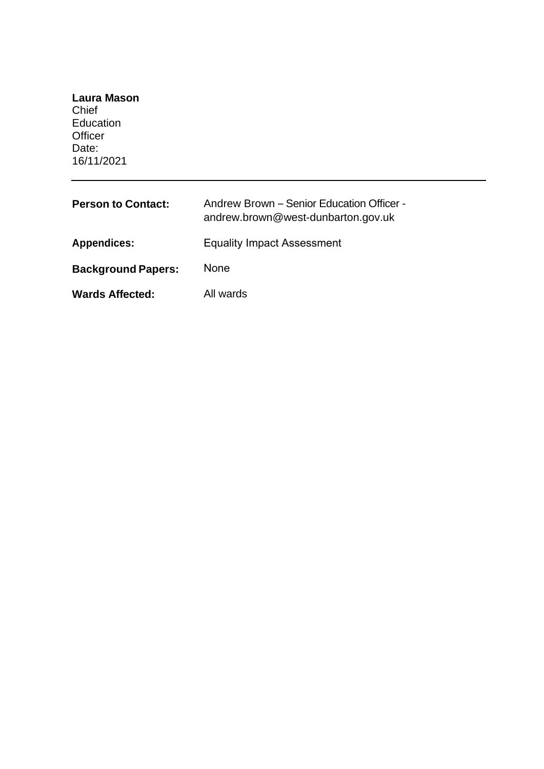**Laura Mason**
Chief
Education
Officer
Date:
16/11/2021

---

| | |
|---|---|
| **Person to Contact:** | Andrew Brown – Senior Education Officer - andrew.brown@west-dunbarton.gov.uk |
| **Appendices:** | Equality Impact Assessment |
| **Background Papers:** | None |
| **Wards Affected:** | All wards |